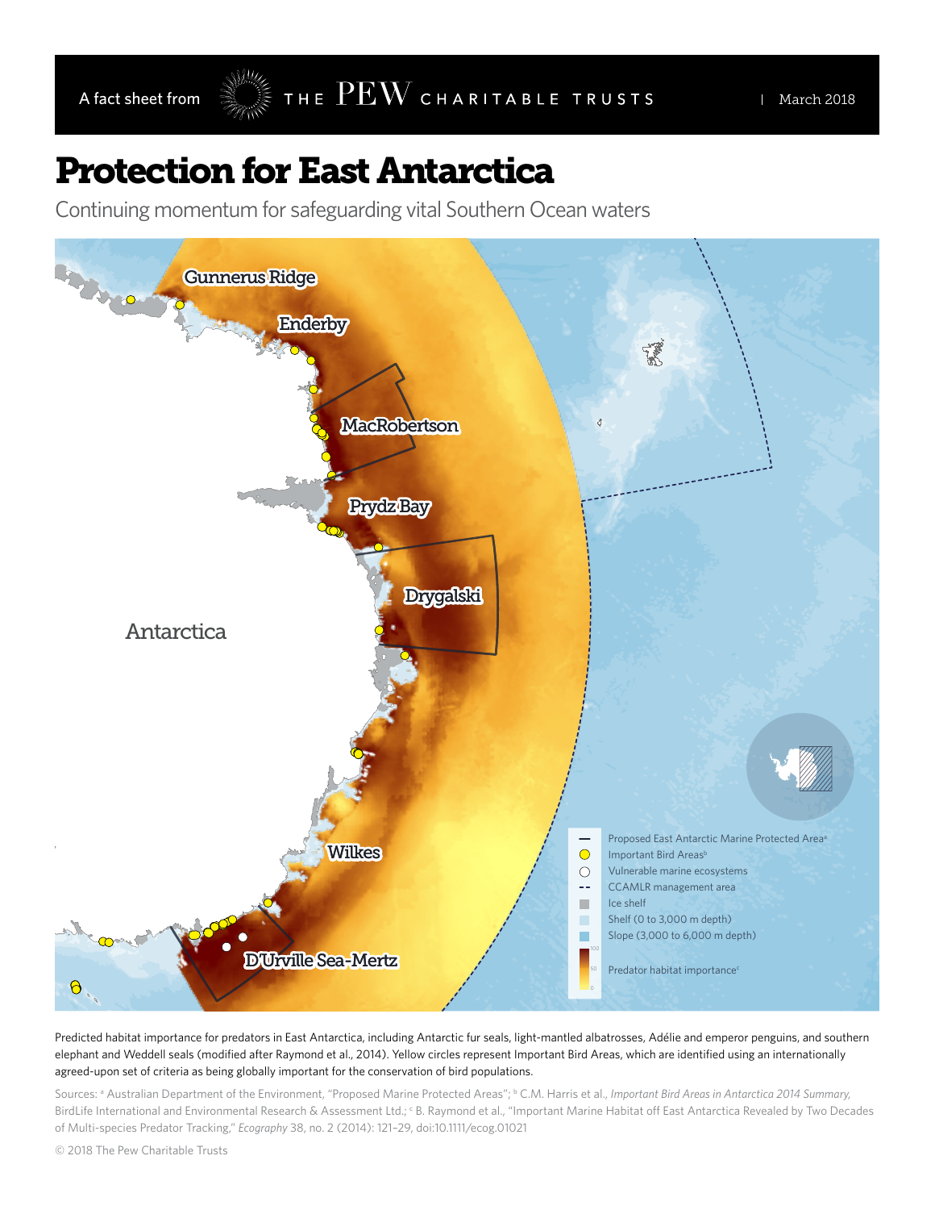A fact sheet from THE PEW CHARITABLE TRUSTS | March 2018

# Protection for East Antarctica

Continuing momentum for safeguarding vital Southern Ocean waters

Predicted habitat importance for predators in East Antarctica, including Antarctic fur seals, light-mantled albatrosses, Adélie and emperor penguins, and southern elephant and Weddell seals (modified after Raymond et al., 2014). Yellow circles represent Important Bird Areas, which are identified using an internationally agreed-upon set of criteria as being globally important for the conservation of bird populations.

Sources: [a] Australian Department of the Environment, "Proposed Marine Protected Areas"; [b] C.M. Harris et al., *Important Bird Areas in Antarctica 2014 Summary*, BirdLife International and Environmental Research & Assessment Ltd.; [c] B. Raymond et al., "Important Marine Habitat off East Antarctica Revealed by Two Decades of Multi-species Predator Tracking," *Ecography* 38, no. 2 (2014): 121–29, doi:10.1111/ecog.01021

© 2018 The Pew Charitable Trusts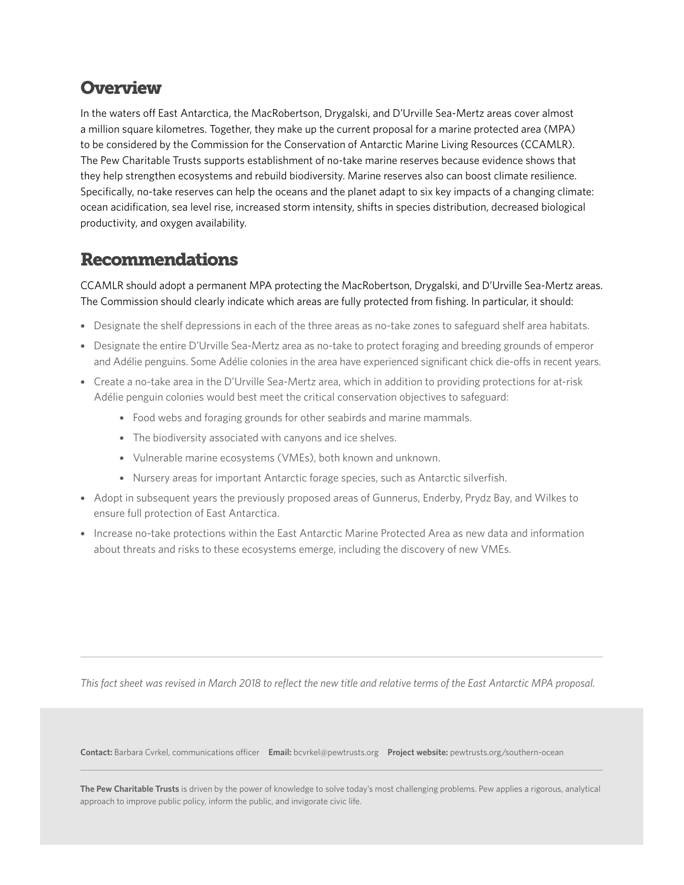## Overview

In the waters off East Antarctica, the MacRobertson, Drygalski, and D'Urville Sea-Mertz areas cover almost a million square kilometres. Together, they make up the current proposal for a marine protected area (MPA) to be considered by the Commission for the Conservation of Antarctic Marine Living Resources (CCAMLR). The Pew Charitable Trusts supports establishment of no-take marine reserves because evidence shows that they help strengthen ecosystems and rebuild biodiversity. Marine reserves also can boost climate resilience. Specifically, no-take reserves can help the oceans and the planet adapt to six key impacts of a changing climate: ocean acidification, sea level rise, increased storm intensity, shifts in species distribution, decreased biological productivity, and oxygen availability.

## Recommendations

CCAMLR should adopt a permanent MPA protecting the MacRobertson, Drygalski, and D'Urville Sea-Mertz areas. The Commission should clearly indicate which areas are fully protected from fishing. In particular, it should:

- Designate the shelf depressions in each of the three areas as no-take zones to safeguard shelf area habitats.
- Designate the entire D'Urville Sea-Mertz area as no-take to protect foraging and breeding grounds of emperor and Adélie penguins. Some Adélie colonies in the area have experienced significant chick die-offs in recent years.
- Create a no-take area in the D'Urville Sea-Mertz area, which in addition to providing protections for at-risk Adélie penguin colonies would best meet the critical conservation objectives to safeguard:
  - Food webs and foraging grounds for other seabirds and marine mammals.
  - The biodiversity associated with canyons and ice shelves.
  - Vulnerable marine ecosystems (VMEs), both known and unknown.
  - Nursery areas for important Antarctic forage species, such as Antarctic silverfish.
- Adopt in subsequent years the previously proposed areas of Gunnerus, Enderby, Prydz Bay, and Wilkes to ensure full protection of East Antarctica.
- Increase no-take protections within the East Antarctic Marine Protected Area as new data and information about threats and risks to these ecosystems emerge, including the discovery of new VMEs.

---

*This fact sheet was revised in March 2018 to reflect the new title and relative terms of the East Antarctic MPA proposal.*

**Contact:** Barbara Cvrkel, communications officer **Email:** bcvrkel@pewtrusts.org **Project website:** pewtrusts.org/southern-ocean

**The Pew Charitable Trusts** is driven by the power of knowledge to solve today's most challenging problems. Pew applies a rigorous, analytical approach to improve public policy, inform the public, and invigorate civic life.